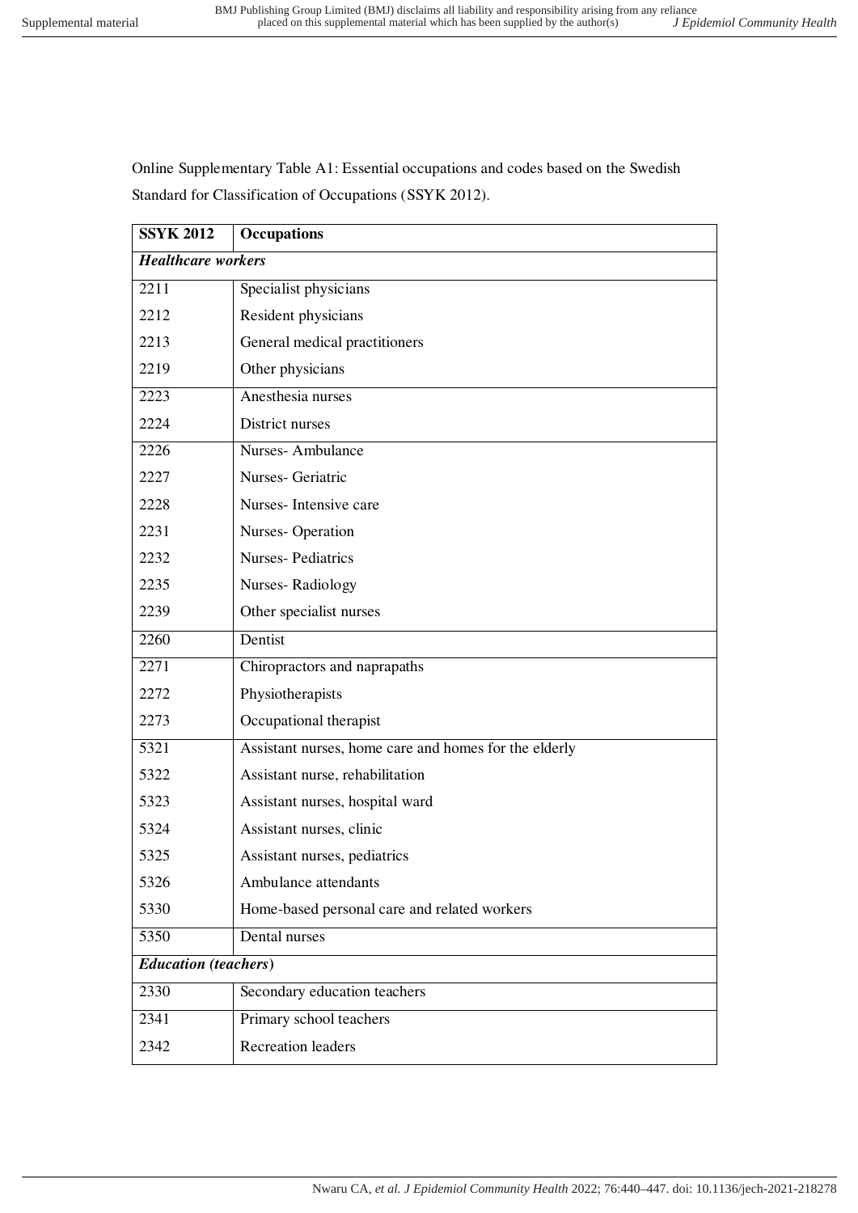Online Supplementary Table A1: Essential occupations and codes based on the Swedish Standard for Classification of Occupations (SSYK 2012).

| SSYK 2012 | Occupations |
|---|---|
| ***Healthcare workers*** | |
| 2211 | Specialist physicians |
| 2212 | Resident physicians |
| 2213 | General medical practitioners |
| 2219 | Other physicians |
| 2223 | Anesthesia nurses |
| 2224 | District nurses |
| 2226 | Nurses- Ambulance |
| 2227 | Nurses- Geriatric |
| 2228 | Nurses- Intensive care |
| 2231 | Nurses- Operation |
| 2232 | Nurses- Pediatrics |
| 2235 | Nurses- Radiology |
| 2239 | Other specialist nurses |
| 2260 | Dentist |
| 2271 | Chiropractors and naprapaths |
| 2272 | Physiotherapists |
| 2273 | Occupational therapist |
| 5321 | Assistant nurses, home care and homes for the elderly |
| 5322 | Assistant nurse, rehabilitation |
| 5323 | Assistant nurses, hospital ward |
| 5324 | Assistant nurses, clinic |
| 5325 | Assistant nurses, pediatrics |
| 5326 | Ambulance attendants |
| 5330 | Home-based personal care and related workers |
| 5350 | Dental nurses |
| ***Education (teachers)*** | |
| 2330 | Secondary education teachers |
| 2341 | Primary school teachers |
| 2342 | Recreation leaders |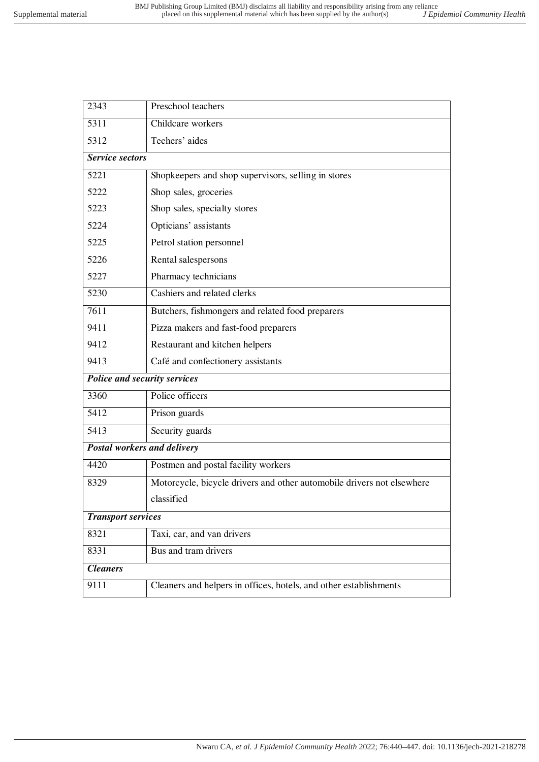| | |
|---|---|
| 2343 | Preschool teachers |
| 5311 | Childcare workers |
| 5312 | Techers' aides |
| ***Service sectors*** | |
| 5221 | Shopkeepers and shop supervisors, selling in stores |
| 5222 | Shop sales, groceries |
| 5223 | Shop sales, specialty stores |
| 5224 | Opticians' assistants |
| 5225 | Petrol station personnel |
| 5226 | Rental salespersons |
| 5227 | Pharmacy technicians |
| 5230 | Cashiers and related clerks |
| 7611 | Butchers, fishmongers and related food preparers |
| 9411 | Pizza makers and fast-food preparers |
| 9412 | Restaurant and kitchen helpers |
| 9413 | Café and confectionery assistants |
| ***Police and security services*** | |
| 3360 | Police officers |
| 5412 | Prison guards |
| 5413 | Security guards |
| ***Postal workers and delivery*** | |
| 4420 | Postmen and postal facility workers |
| 8329 | Motorcycle, bicycle drivers and other automobile drivers not elsewhere classified |
| ***Transport services*** | |
| 8321 | Taxi, car, and van drivers |
| 8331 | Bus and tram drivers |
| ***Cleaners*** | |
| 9111 | Cleaners and helpers in offices, hotels, and other establishments |